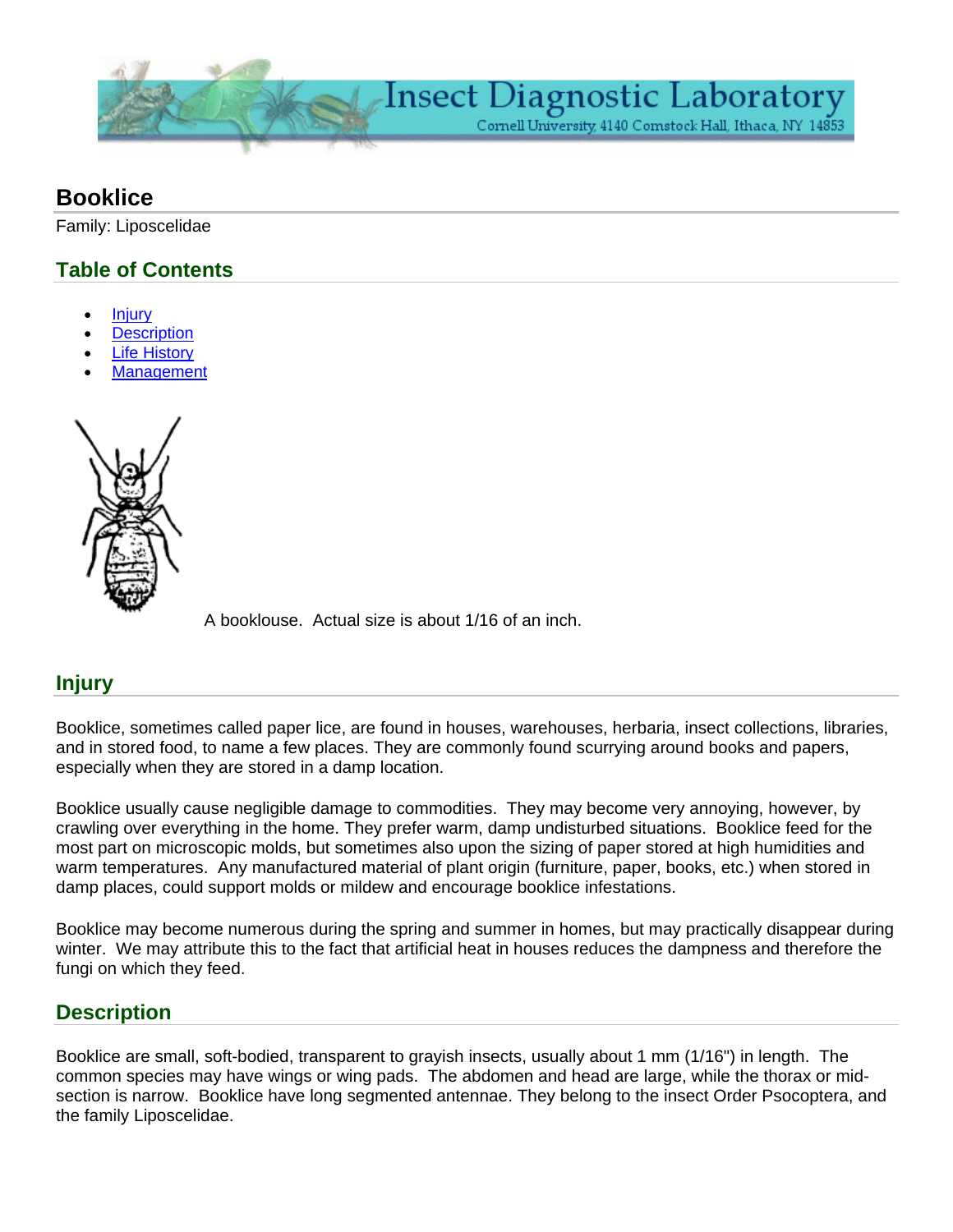# Booklice

Family: Liposcelidae

## Table of Contents

- Injury
- Description
- Life History
- Management

A booklouse. Actual size is about 1/16 of an inch.

## Injury

Booklice, sometimes called paper lice, are found in houses, warehouses, herbaria, insect collections, libraries, and in stored food, to name a few places. They are commonly found scurrying around books and papers, especially when they are stored in a damp location.

Booklice usually cause negligible damage to commodities. They may become very annoying, however, by crawling over everything in the home. They prefer warm, damp undisturbed situations. Booklice feed for the most part on microscopic molds, but sometimes also upon the sizing of paper stored at high humidities and warm temperatures. Any manufactured material of plant origin (furniture, paper, books, etc.) when stored in damp places, could support molds or mildew and encourage booklice infestations.

Booklice may become numerous during the spring and summer in homes, but may practically disappear during winter. We may attribute this to the fact that artificial heat in houses reduces the dampness and therefore the fungi on which they feed.

## Description

Booklice are small, soft-bodied, transparent to grayish insects, usually about 1 mm (1/16") in length. The common species may have wings or wing pads. The abdomen and head are large, while the thorax or mid-section is narrow. Booklice have long segmented antennae. They belong to the insect Order Psocoptera, and the family Liposcelidae.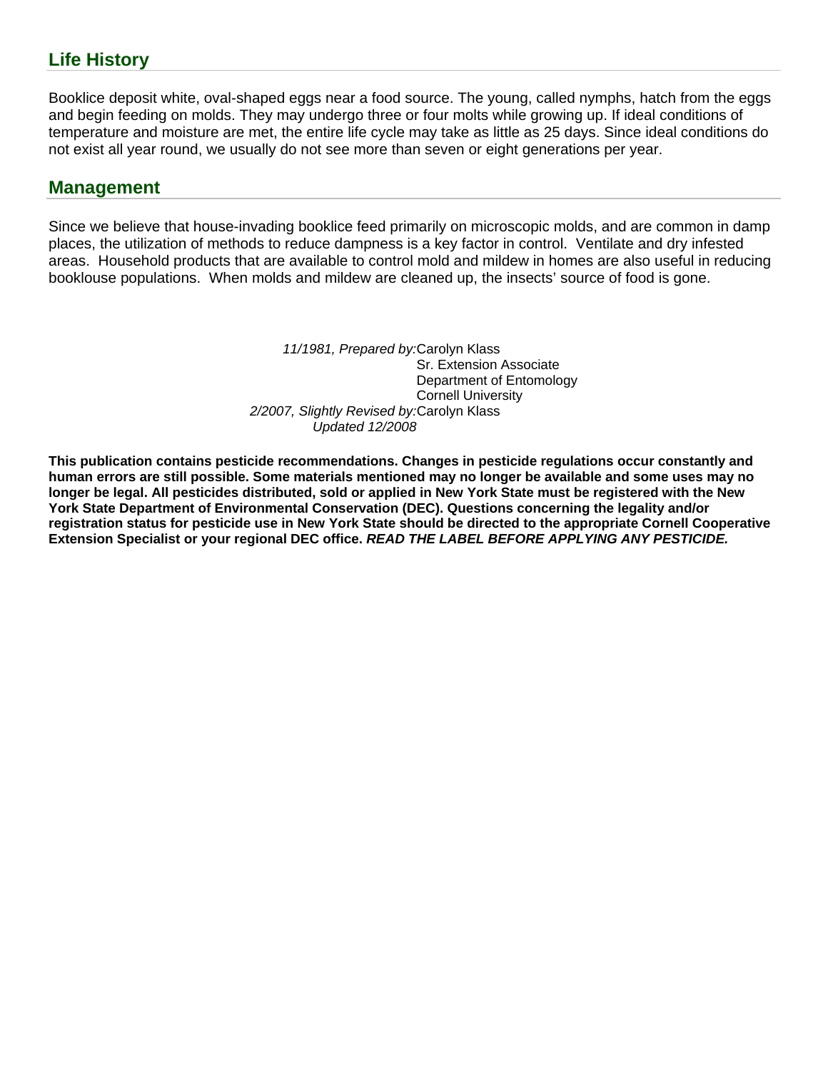## Life History

Booklice deposit white, oval-shaped eggs near a food source. The young, called nymphs, hatch from the eggs and begin feeding on molds. They may undergo three or four molts while growing up. If ideal conditions of temperature and moisture are met, the entire life cycle may take as little as 25 days. Since ideal conditions do not exist all year round, we usually do not see more than seven or eight generations per year.

## Management

Since we believe that house-invading booklice feed primarily on microscopic molds, and are common in damp places, the utilization of methods to reduce dampness is a key factor in control. Ventilate and dry infested areas. Household products that are available to control mold and mildew in homes are also useful in reducing booklouse populations. When molds and mildew are cleaned up, the insects' source of food is gone.

*11/1981, Prepared by:* Carolyn Klass
Sr. Extension Associate
Department of Entomology
Cornell University
*2/2007, Slightly Revised by:* Carolyn Klass
*Updated 12/2008*

**This publication contains pesticide recommendations. Changes in pesticide regulations occur constantly and human errors are still possible. Some materials mentioned may no longer be available and some uses may no longer be legal. All pesticides distributed, sold or applied in New York State must be registered with the New York State Department of Environmental Conservation (DEC). Questions concerning the legality and/or registration status for pesticide use in New York State should be directed to the appropriate Cornell Cooperative Extension Specialist or your regional DEC office. *READ THE LABEL BEFORE APPLYING ANY PESTICIDE.***